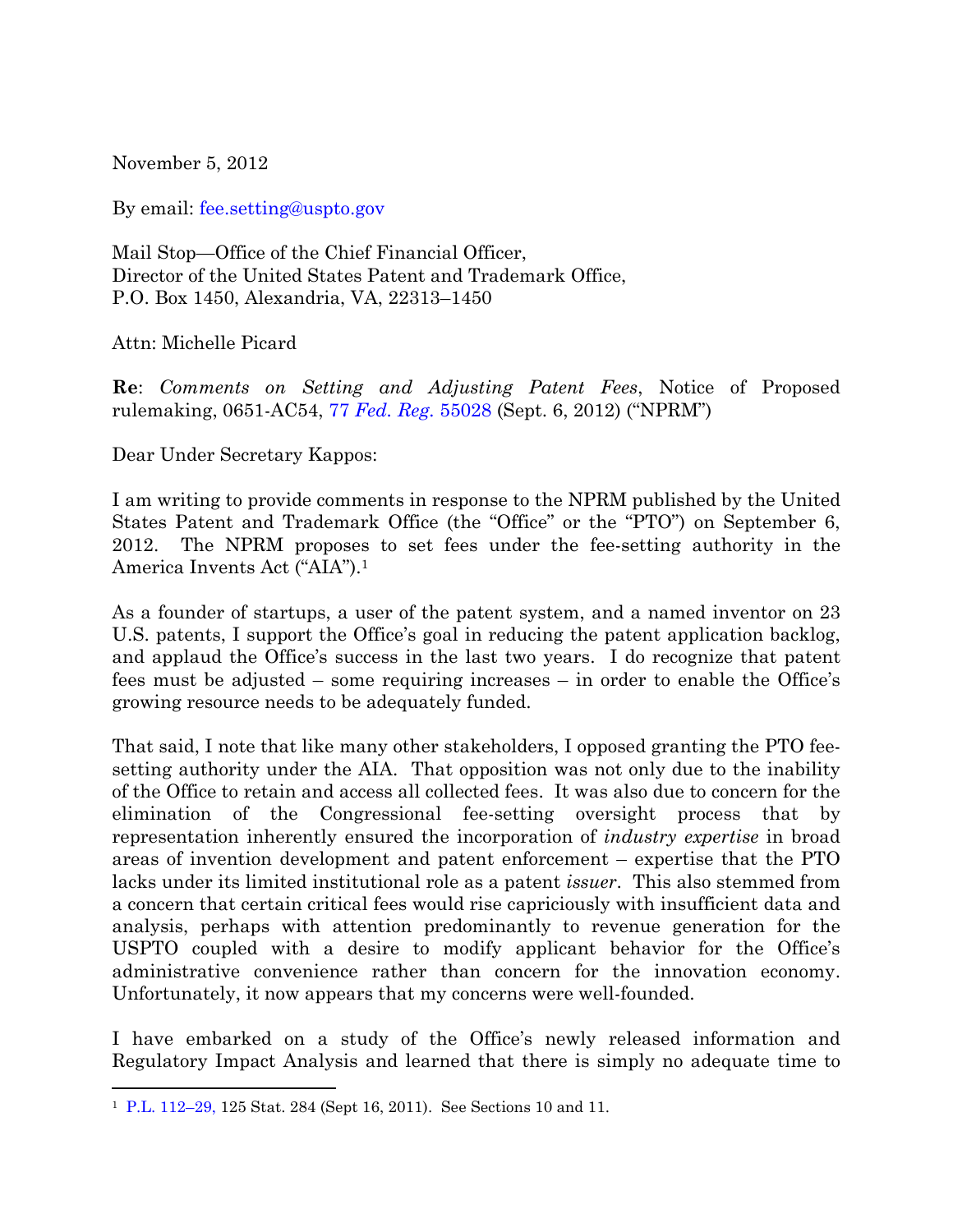November 5, 2012

By email: fee.setting@uspto.gov

Mail Stop—Office of the Chief Financial Officer,
Director of the United States Patent and Trademark Office,
P.O. Box 1450, Alexandria, VA, 22313–1450

Attn: Michelle Picard

**Re**: *Comments on Setting and Adjusting Patent Fees*, Notice of Proposed rulemaking, 0651-AC54, 77 *Fed. Reg.* 55028 (Sept. 6, 2012) ("NPRM")

Dear Under Secretary Kappos:

I am writing to provide comments in response to the NPRM published by the United States Patent and Trademark Office (the "Office" or the "PTO") on September 6, 2012. The NPRM proposes to set fees under the fee-setting authority in the America Invents Act ("AIA").[1]

As a founder of startups, a user of the patent system, and a named inventor on 23 U.S. patents, I support the Office's goal in reducing the patent application backlog, and applaud the Office's success in the last two years. I do recognize that patent fees must be adjusted – some requiring increases – in order to enable the Office's growing resource needs to be adequately funded.

That said, I note that like many other stakeholders, I opposed granting the PTO fee-setting authority under the AIA. That opposition was not only due to the inability of the Office to retain and access all collected fees. It was also due to concern for the elimination of the Congressional fee-setting oversight process that by representation inherently ensured the incorporation of *industry expertise* in broad areas of invention development and patent enforcement – expertise that the PTO lacks under its limited institutional role as a patent *issuer*. This also stemmed from a concern that certain critical fees would rise capriciously with insufficient data and analysis, perhaps with attention predominantly to revenue generation for the USPTO coupled with a desire to modify applicant behavior for the Office's administrative convenience rather than concern for the innovation economy. Unfortunately, it now appears that my concerns were well-founded.

I have embarked on a study of the Office's newly released information and Regulatory Impact Analysis and learned that there is simply no adequate time to

---

[1] P.L. 112–29, 125 Stat. 284 (Sept 16, 2011). See Sections 10 and 11.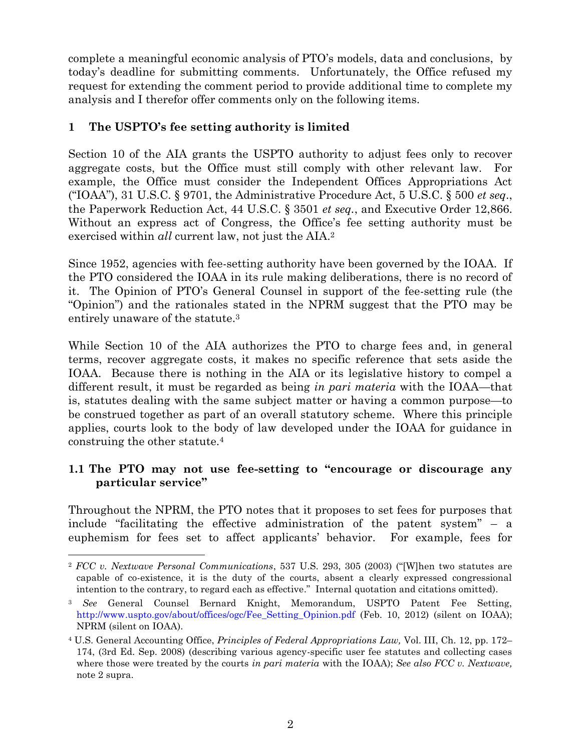complete a meaningful economic analysis of PTO's models, data and conclusions, by today's deadline for submitting comments. Unfortunately, the Office refused my request for extending the comment period to provide additional time to complete my analysis and I therefor offer comments only on the following items.

## 1 The USPTO's fee setting authority is limited

Section 10 of the AIA grants the USPTO authority to adjust fees only to recover aggregate costs, but the Office must still comply with other relevant law. For example, the Office must consider the Independent Offices Appropriations Act ("IOAA"), 31 U.S.C. § 9701, the Administrative Procedure Act, 5 U.S.C. § 500 *et seq*., the Paperwork Reduction Act, 44 U.S.C. § 3501 *et seq*., and Executive Order 12,866. Without an express act of Congress, the Office's fee setting authority must be exercised within *all* current law, not just the AIA.[2]

Since 1952, agencies with fee-setting authority have been governed by the IOAA. If the PTO considered the IOAA in its rule making deliberations, there is no record of it. The Opinion of PTO's General Counsel in support of the fee-setting rule (the "Opinion") and the rationales stated in the NPRM suggest that the PTO may be entirely unaware of the statute.[3]

While Section 10 of the AIA authorizes the PTO to charge fees and, in general terms, recover aggregate costs, it makes no specific reference that sets aside the IOAA. Because there is nothing in the AIA or its legislative history to compel a different result, it must be regarded as being *in pari materia* with the IOAA—that is, statutes dealing with the same subject matter or having a common purpose—to be construed together as part of an overall statutory scheme. Where this principle applies, courts look to the body of law developed under the IOAA for guidance in construing the other statute.[4]

### 1.1 The PTO may not use fee-setting to "encourage or discourage any particular service"

Throughout the NPRM, the PTO notes that it proposes to set fees for purposes that include "facilitating the effective administration of the patent system" – a euphemism for fees set to affect applicants' behavior. For example, fees for

---

[2] *FCC v. Nextwave Personal Communications*, 537 U.S. 293, 305 (2003) ("[W]hen two statutes are capable of co-existence, it is the duty of the courts, absent a clearly expressed congressional intention to the contrary, to regard each as effective." Internal quotation and citations omitted).

[3] *See* General Counsel Bernard Knight, Memorandum, USPTO Patent Fee Setting, http://www.uspto.gov/about/offices/ogc/Fee_Setting_Opinion.pdf (Feb. 10, 2012) (silent on IOAA); NPRM (silent on IOAA).

[4] U.S. General Accounting Office, *Principles of Federal Appropriations Law,* Vol. III, Ch. 12, pp. 172–174, (3rd Ed. Sep. 2008) (describing various agency-specific user fee statutes and collecting cases where those were treated by the courts *in pari materia* with the IOAA); *See also FCC v. Nextwave,* note 2 supra.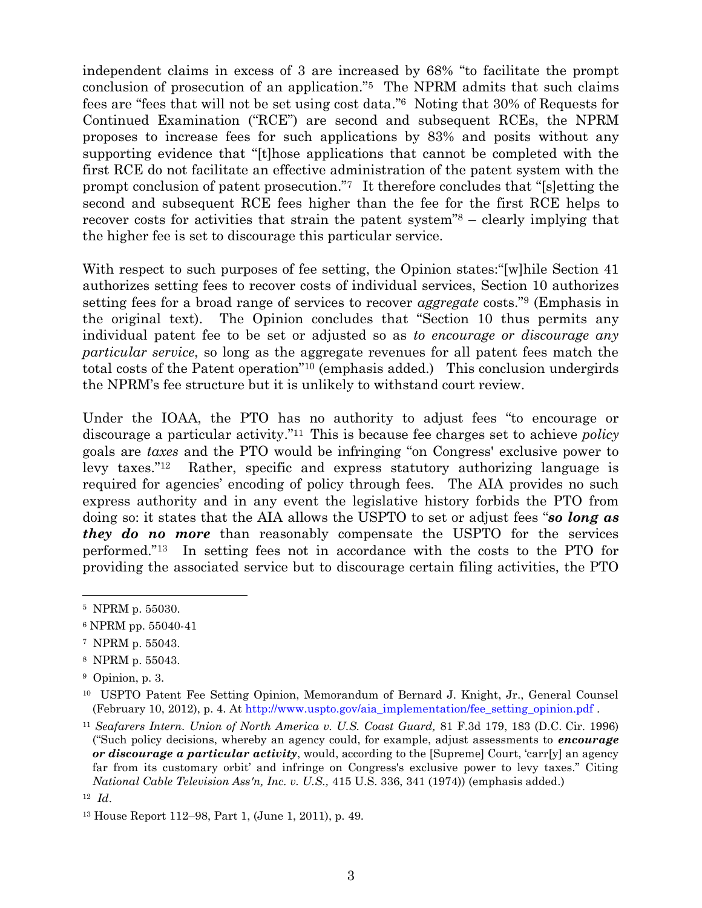independent claims in excess of 3 are increased by 68% "to facilitate the prompt conclusion of prosecution of an application."[5] The NPRM admits that such claims fees are "fees that will not be set using cost data."[6] Noting that 30% of Requests for Continued Examination ("RCE") are second and subsequent RCEs, the NPRM proposes to increase fees for such applications by 83% and posits without any supporting evidence that "[t]hose applications that cannot be completed with the first RCE do not facilitate an effective administration of the patent system with the prompt conclusion of patent prosecution."[7] It therefore concludes that "[s]etting the second and subsequent RCE fees higher than the fee for the first RCE helps to recover costs for activities that strain the patent system"[8] – clearly implying that the higher fee is set to discourage this particular service.

With respect to such purposes of fee setting, the Opinion states:"[w]hile Section 41 authorizes setting fees to recover costs of individual services, Section 10 authorizes setting fees for a broad range of services to recover *aggregate* costs."[9] (Emphasis in the original text). The Opinion concludes that "Section 10 thus permits any individual patent fee to be set or adjusted so as *to encourage or discourage any particular service*, so long as the aggregate revenues for all patent fees match the total costs of the Patent operation"[10] (emphasis added.) This conclusion undergirds the NPRM's fee structure but it is unlikely to withstand court review.

Under the IOAA, the PTO has no authority to adjust fees "to encourage or discourage a particular activity."[11] This is because fee charges set to achieve *policy* goals are *taxes* and the PTO would be infringing "on Congress' exclusive power to levy taxes."[12] Rather, specific and express statutory authorizing language is required for agencies' encoding of policy through fees. The AIA provides no such express authority and in any event the legislative history forbids the PTO from doing so: it states that the AIA allows the USPTO to set or adjust fees "***so long as they do no more*** than reasonably compensate the USPTO for the services performed."[13] In setting fees not in accordance with the costs to the PTO for providing the associated service but to discourage certain filing activities, the PTO

---

[5] NPRM p. 55030.

[6] NPRM pp. 55040-41

[7] NPRM p. 55043.

[8] NPRM p. 55043.

[9] Opinion, p. 3.

[10] USPTO Patent Fee Setting Opinion, Memorandum of Bernard J. Knight, Jr., General Counsel (February 10, 2012), p. 4. At http://www.uspto.gov/aia_implementation/fee_setting_opinion.pdf .

[11] *Seafarers Intern. Union of North America v. U.S. Coast Guard,* 81 F.3d 179, 183 (D.C. Cir. 1996) ("Such policy decisions, whereby an agency could, for example, adjust assessments to ***encourage or discourage a particular activity***, would, according to the [Supreme] Court, 'carr[y] an agency far from its customary orbit' and infringe on Congress's exclusive power to levy taxes." Citing *National Cable Television Ass'n, Inc. v. U.S.,* 415 U.S. 336, 341 (1974)) (emphasis added.)

[12] *Id*.

[13] House Report 112–98, Part 1, (June 1, 2011), p. 49.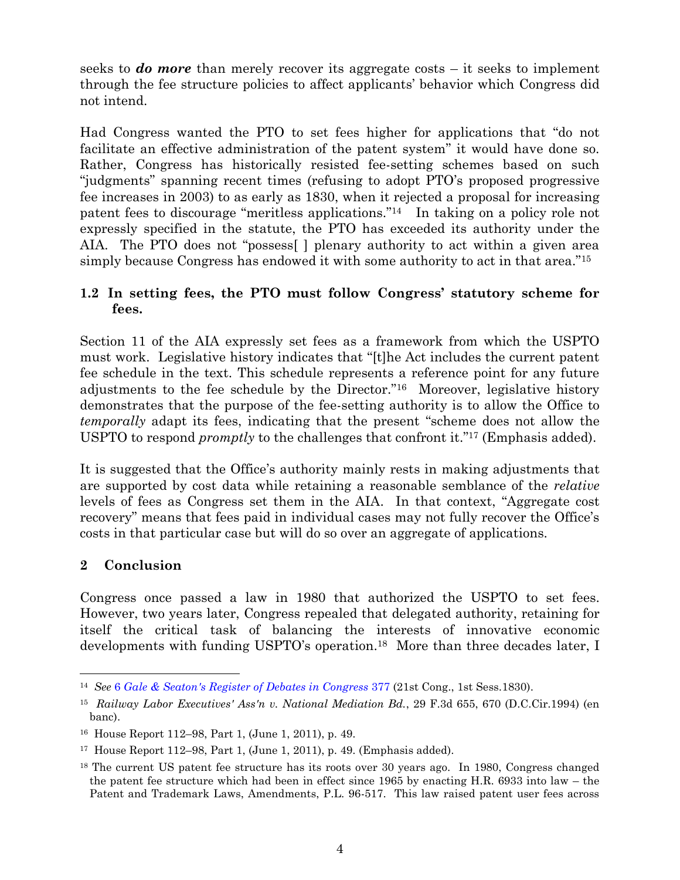seeks to ***do more*** than merely recover its aggregate costs – it seeks to implement through the fee structure policies to affect applicants' behavior which Congress did not intend.

Had Congress wanted the PTO to set fees higher for applications that "do not facilitate an effective administration of the patent system" it would have done so. Rather, Congress has historically resisted fee-setting schemes based on such "judgments" spanning recent times (refusing to adopt PTO's proposed progressive fee increases in 2003) to as early as 1830, when it rejected a proposal for increasing patent fees to discourage "meritless applications."[14] In taking on a policy role not expressly specified in the statute, the PTO has exceeded its authority under the AIA. The PTO does not "possess[ ] plenary authority to act within a given area simply because Congress has endowed it with some authority to act in that area."[15]

### 1.2 In setting fees, the PTO must follow Congress' statutory scheme for fees.

Section 11 of the AIA expressly set fees as a framework from which the USPTO must work. Legislative history indicates that "[t]he Act includes the current patent fee schedule in the text. This schedule represents a reference point for any future adjustments to the fee schedule by the Director."[16] Moreover, legislative history demonstrates that the purpose of the fee-setting authority is to allow the Office to *temporally* adapt its fees, indicating that the present "scheme does not allow the USPTO to respond *promptly* to the challenges that confront it."[17] (Emphasis added).

It is suggested that the Office's authority mainly rests in making adjustments that are supported by cost data while retaining a reasonable semblance of the *relative* levels of fees as Congress set them in the AIA. In that context, "Aggregate cost recovery" means that fees paid in individual cases may not fully recover the Office's costs in that particular case but will do so over an aggregate of applications.

## 2 Conclusion

Congress once passed a law in 1980 that authorized the USPTO to set fees. However, two years later, Congress repealed that delegated authority, retaining for itself the critical task of balancing the interests of innovative economic developments with funding USPTO's operation.[18] More than three decades later, I

---

[14] *See* 6 *Gale & Seaton's Register of Debates in Congress* 377 (21st Cong., 1st Sess.1830).

[15] *Railway Labor Executives' Ass'n v. National Mediation Bd.*, 29 F.3d 655, 670 (D.C.Cir.1994) (en banc).

[16] House Report 112–98, Part 1, (June 1, 2011), p. 49.

[17] House Report 112–98, Part 1, (June 1, 2011), p. 49. (Emphasis added).

[18] The current US patent fee structure has its roots over 30 years ago. In 1980, Congress changed the patent fee structure which had been in effect since 1965 by enacting H.R. 6933 into law – the Patent and Trademark Laws, Amendments, P.L. 96-517. This law raised patent user fees across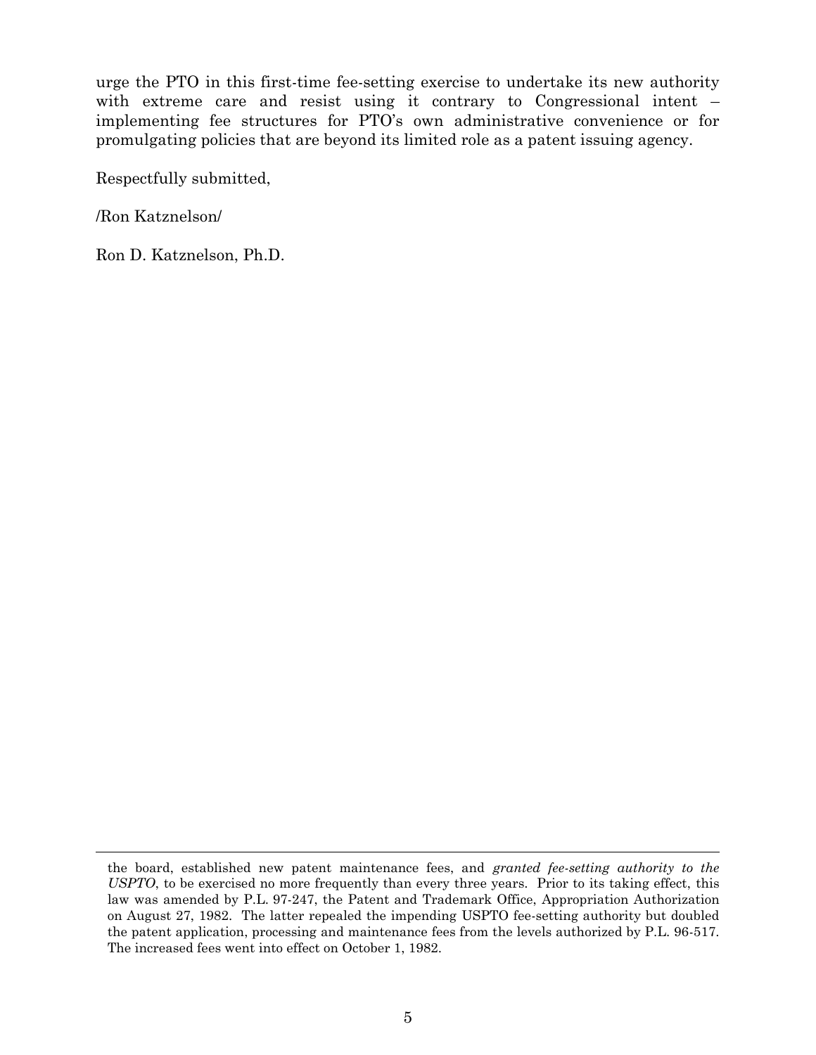urge the PTO in this first-time fee-setting exercise to undertake its new authority with extreme care and resist using it contrary to Congressional intent – implementing fee structures for PTO's own administrative convenience or for promulgating policies that are beyond its limited role as a patent issuing agency.

Respectfully submitted,

/Ron Katznelson/

Ron D. Katznelson, Ph.D.

---

the board, established new patent maintenance fees, and *granted fee-setting authority to the USPTO*, to be exercised no more frequently than every three years. Prior to its taking effect, this law was amended by P.L. 97-247, the Patent and Trademark Office, Appropriation Authorization on August 27, 1982. The latter repealed the impending USPTO fee-setting authority but doubled the patent application, processing and maintenance fees from the levels authorized by P.L. 96-517. The increased fees went into effect on October 1, 1982.